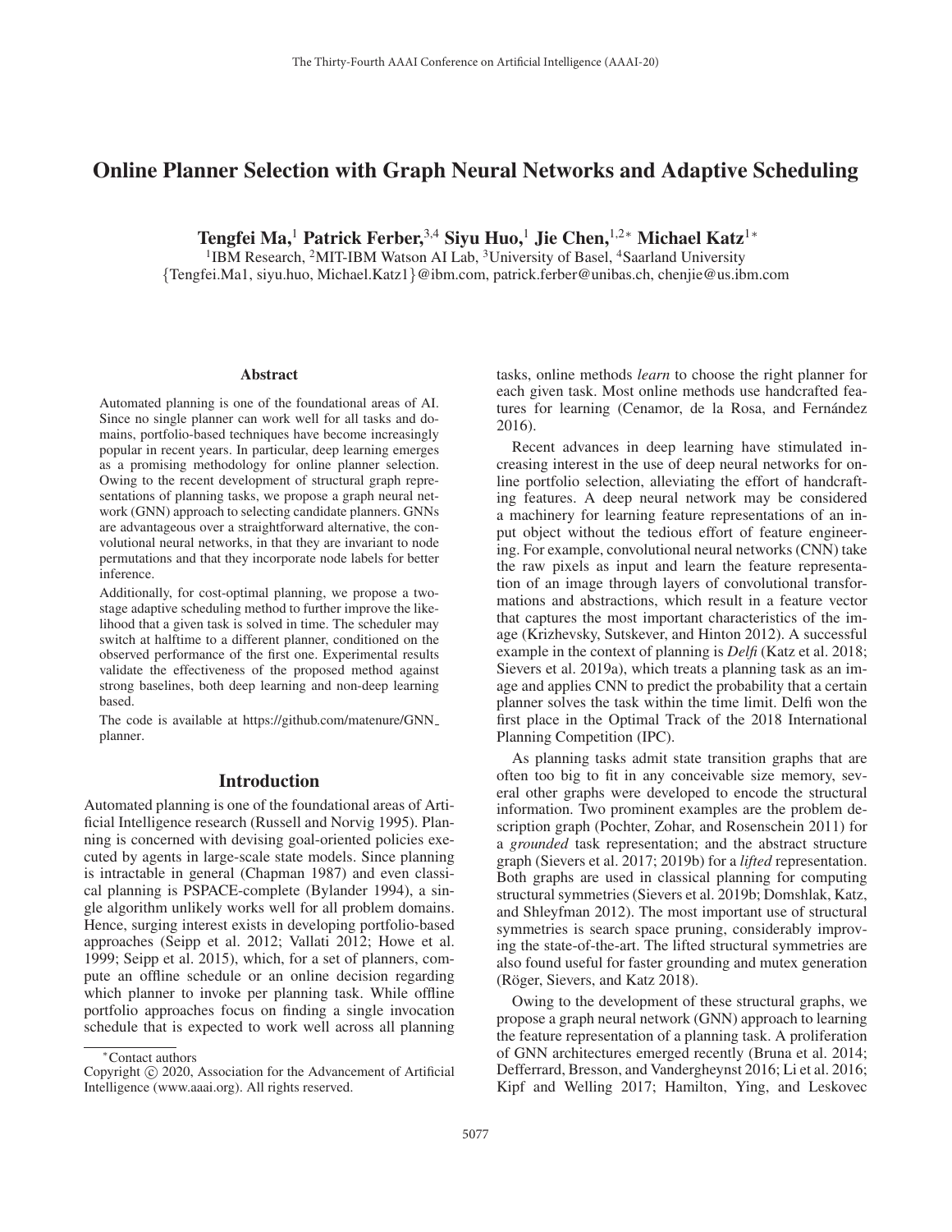# Online Planner Selection with Graph Neural Networks and Adaptive Scheduling

**Tengfei Ma,[1] Patrick Ferber,[3,4] Siyu Huo,[1] Jie Chen,[1,2*] Michael Katz[1*]**

[1]IBM Research, [2]MIT-IBM Watson AI Lab, [3]University of Basel, [4]Saarland University
{Tengfei.Ma1, siyu.huo, Michael.Katz1}@ibm.com, patrick.ferber@unibas.ch, chenjie@us.ibm.com

## Abstract

Automated planning is one of the foundational areas of AI. Since no single planner can work well for all tasks and domains, portfolio-based techniques have become increasingly popular in recent years. In particular, deep learning emerges as a promising methodology for online planner selection. Owing to the recent development of structural graph representations of planning tasks, we propose a graph neural network (GNN) approach to selecting candidate planners. GNNs are advantageous over a straightforward alternative, the convolutional neural networks, in that they are invariant to node permutations and that they incorporate node labels for better inference.

Additionally, for cost-optimal planning, we propose a two-stage adaptive scheduling method to further improve the likelihood that a given task is solved in time. The scheduler may switch at halftime to a different planner, conditioned on the observed performance of the first one. Experimental results validate the effectiveness of the proposed method against strong baselines, both deep learning and non-deep learning based.

The code is available at https://github.com/matenure/GNN_planner.

## Introduction

Automated planning is one of the foundational areas of Artificial Intelligence research (Russell and Norvig 1995). Planning is concerned with devising goal-oriented policies executed by agents in large-scale state models. Since planning is intractable in general (Chapman 1987) and even classical planning is PSPACE-complete (Bylander 1994), a single algorithm unlikely works well for all problem domains. Hence, surging interest exists in developing portfolio-based approaches (Seipp et al. 2012; Vallati 2012; Howe et al. 1999; Seipp et al. 2015), which, for a set of planners, compute an offline schedule or an online decision regarding which planner to invoke per planning task. While offline portfolio approaches focus on finding a single invocation schedule that is expected to work well across all planning tasks, online methods *learn* to choose the right planner for each given task. Most online methods use handcrafted features for learning (Cenamor, de la Rosa, and Fernández 2016).

Recent advances in deep learning have stimulated increasing interest in the use of deep neural networks for online portfolio selection, alleviating the effort of handcrafting features. A deep neural network may be considered a machinery for learning feature representations of an input object without the tedious effort of feature engineering. For example, convolutional neural networks (CNN) take the raw pixels as input and learn the feature representation of an image through layers of convolutional transformations and abstractions, which result in a feature vector that captures the most important characteristics of the image (Krizhevsky, Sutskever, and Hinton 2012). A successful example in the context of planning is *Delfi* (Katz et al. 2018; Sievers et al. 2019a), which treats a planning task as an image and applies CNN to predict the probability that a certain planner solves the task within the time limit. Delfi won the first place in the Optimal Track of the 2018 International Planning Competition (IPC).

As planning tasks admit state transition graphs that are often too big to fit in any conceivable size memory, several other graphs were developed to encode the structural information. Two prominent examples are the problem description graph (Pochter, Zohar, and Rosenschein 2011) for a *grounded* task representation; and the abstract structure graph (Sievers et al. 2017; 2019b) for a *lifted* representation. Both graphs are used in classical planning for computing structural symmetries (Sievers et al. 2019b; Domshlak, Katz, and Shleyfman 2012). The most important use of structural symmetries is search space pruning, considerably improving the state-of-the-art. The lifted structural symmetries are also found useful for faster grounding and mutex generation (Röger, Sievers, and Katz 2018).

Owing to the development of these structural graphs, we propose a graph neural network (GNN) approach to learning the feature representation of a planning task. A proliferation of GNN architectures emerged recently (Bruna et al. 2014; Defferrard, Bresson, and Vandergheynst 2016; Li et al. 2016; Kipf and Welling 2017; Hamilton, Ying, and Leskovec

*Contact authors

Copyright © 2020, Association for the Advancement of Artificial Intelligence (www.aaai.org). All rights reserved.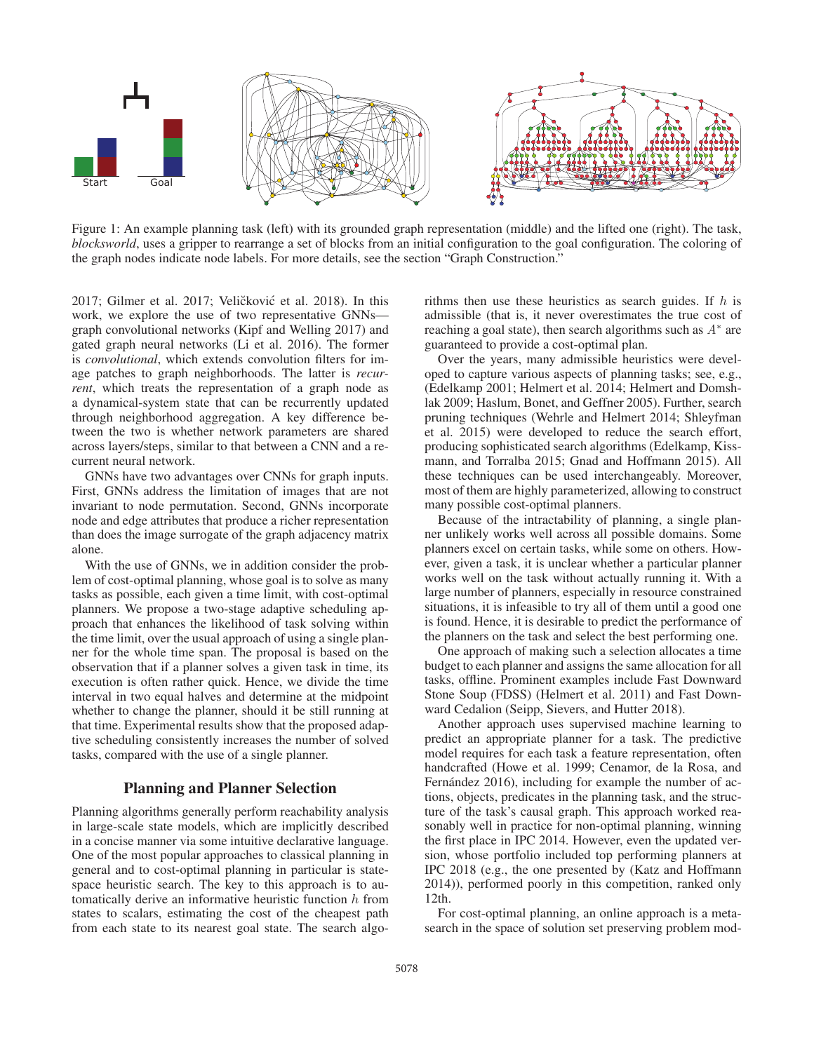Figure 1: An example planning task (left) with its grounded graph representation (middle) and the lifted one (right). The task, *blocksworld*, uses a gripper to rearrange a set of blocks from an initial configuration to the goal configuration. The coloring of the graph nodes indicate node labels. For more details, see the section "Graph Construction."

2017; Gilmer et al. 2017; Veličković et al. 2018). In this work, we explore the use of two representative GNNs—graph convolutional networks (Kipf and Welling 2017) and gated graph neural networks (Li et al. 2016). The former is *convolutional*, which extends convolution filters for image patches to graph neighborhoods. The latter is *recurrent*, which treats the representation of a graph node as a dynamical-system state that can be recurrently updated through neighborhood aggregation. A key difference between the two is whether network parameters are shared across layers/steps, similar to that between a CNN and a recurrent neural network.

GNNs have two advantages over CNNs for graph inputs. First, GNNs address the limitation of images that are not invariant to node permutation. Second, GNNs incorporate node and edge attributes that produce a richer representation than does the image surrogate of the graph adjacency matrix alone.

With the use of GNNs, we in addition consider the problem of cost-optimal planning, whose goal is to solve as many tasks as possible, each given a time limit, with cost-optimal planners. We propose a two-stage adaptive scheduling approach that enhances the likelihood of task solving within the time limit, over the usual approach of using a single planner for the whole time span. The proposal is based on the observation that if a planner solves a given task in time, its execution is often rather quick. Hence, we divide the time interval in two equal halves and determine at the midpoint whether to change the planner, should it be still running at that time. Experimental results show that the proposed adaptive scheduling consistently increases the number of solved tasks, compared with the use of a single planner.

## Planning and Planner Selection

Planning algorithms generally perform reachability analysis in large-scale state models, which are implicitly described in a concise manner via some intuitive declarative language. One of the most popular approaches to classical planning in general and to cost-optimal planning in particular is state-space heuristic search. The key to this approach is to automatically derive an informative heuristic function $h$ from states to scalars, estimating the cost of the cheapest path from each state to its nearest goal state. The search algorithms then use these heuristics as search guides. If $h$ is admissible (that is, it never overestimates the true cost of reaching a goal state), then search algorithms such as $A^*$ are guaranteed to provide a cost-optimal plan.

Over the years, many admissible heuristics were developed to capture various aspects of planning tasks; see, e.g., (Edelkamp 2001; Helmert et al. 2014; Helmert and Domshlak 2009; Haslum, Bonet, and Geffner 2005). Further, search pruning techniques (Wehrle and Helmert 2014; Shleyfman et al. 2015) were developed to reduce the search effort, producing sophisticated search algorithms (Edelkamp, Kissmann, and Torralba 2015; Gnad and Hoffmann 2015). All these techniques can be used interchangeably. Moreover, most of them are highly parameterized, allowing to construct many possible cost-optimal planners.

Because of the intractability of planning, a single planner unlikely works well across all possible domains. Some planners excel on certain tasks, while some on others. However, given a task, it is unclear whether a particular planner works well on the task without actually running it. With a large number of planners, especially in resource constrained situations, it is infeasible to try all of them until a good one is found. Hence, it is desirable to predict the performance of the planners on the task and select the best performing one.

One approach of making such a selection allocates a time budget to each planner and assigns the same allocation for all tasks, offline. Prominent examples include Fast Downward Stone Soup (FDSS) (Helmert et al. 2011) and Fast Downward Cedalion (Seipp, Sievers, and Hutter 2018).

Another approach uses supervised machine learning to predict an appropriate planner for a task. The predictive model requires for each task a feature representation, often handcrafted (Howe et al. 1999; Cenamor, de la Rosa, and Fernández 2016), including for example the number of actions, objects, predicates in the planning task, and the structure of the task's causal graph. This approach worked reasonably well in practice for non-optimal planning, winning the first place in IPC 2014. However, even the updated version, whose portfolio included top performing planners at IPC 2018 (e.g., the one presented by (Katz and Hoffmann 2014)), performed poorly in this competition, ranked only 12th.

For cost-optimal planning, an online approach is a meta-search in the space of solution set preserving problem mod-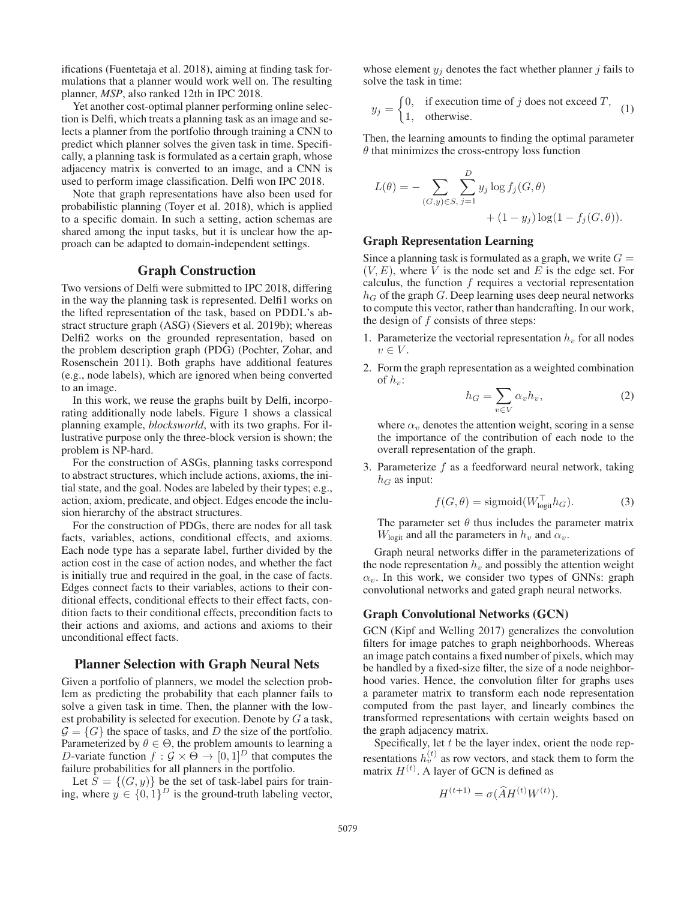ifications (Fuentetaja et al. 2018), aiming at finding task formulations that a planner would work well on. The resulting planner, *MSP*, also ranked 12th in IPC 2018.

Yet another cost-optimal planner performing online selection is Delfi, which treats a planning task as an image and selects a planner from the portfolio through training a CNN to predict which planner solves the given task in time. Specifically, a planning task is formulated as a certain graph, whose adjacency matrix is converted to an image, and a CNN is used to perform image classification. Delfi won IPC 2018.

Note that graph representations have also been used for probabilistic planning (Toyer et al. 2018), which is applied to a specific domain. In such a setting, action schemas are shared among the input tasks, but it is unclear how the approach can be adapted to domain-independent settings.

## Graph Construction

Two versions of Delfi were submitted to IPC 2018, differing in the way the planning task is represented. Delfi1 works on the lifted representation of the task, based on PDDL's abstract structure graph (ASG) (Sievers et al. 2019b); whereas Delfi2 works on the grounded representation, based on the problem description graph (PDG) (Pochter, Zohar, and Rosenschein 2011). Both graphs have additional features (e.g., node labels), which are ignored when being converted to an image.

In this work, we reuse the graphs built by Delfi, incorporating additionally node labels. Figure 1 shows a classical planning example, *blocksworld*, with its two graphs. For illustrative purpose only the three-block version is shown; the problem is NP-hard.

For the construction of ASGs, planning tasks correspond to abstract structures, which include actions, axioms, the initial state, and the goal. Nodes are labeled by their types; e.g., action, axiom, predicate, and object. Edges encode the inclusion hierarchy of the abstract structures.

For the construction of PDGs, there are nodes for all task facts, variables, actions, conditional effects, and axioms. Each node type has a separate label, further divided by the action cost in the case of action nodes, and whether the fact is initially true and required in the goal, in the case of facts. Edges connect facts to their variables, actions to their conditional effects, conditional effects to their effect facts, condition facts to their conditional effects, precondition facts to their actions and axioms, and actions and axioms to their unconditional effect facts.

## Planner Selection with Graph Neural Nets

Given a portfolio of planners, we model the selection problem as predicting the probability that each planner fails to solve a given task in time. Then, the planner with the lowest probability is selected for execution. Denote by $G$ a task, $\mathcal{G} = \{G\}$ the space of tasks, and $D$ the size of the portfolio. Parameterized by $\theta \in \Theta$, the problem amounts to learning a $D$-variate function $f : \mathcal{G} \times \Theta \to [0, 1]^D$ that computes the failure probabilities for all planners in the portfolio.

Let $S = \{(G, y)\}$ be the set of task-label pairs for training, where $y \in \{0, 1\}^D$ is the ground-truth labeling vector, whose element $y_j$ denotes the fact whether planner $j$ fails to solve the task in time:

$$y_j = \begin{cases} 0, & \text{if execution time of } j \text{ does not exceed } T, \\ 1, & \text{otherwise.} \end{cases} \tag{1}$$

Then, the learning amounts to finding the optimal parameter $\theta$ that minimizes the cross-entropy loss function

$$L(\theta) = - \sum_{(G,y)\in S,} \sum_{j=1}^{D} y_j \log f_j(G, \theta) + (1 - y_j) \log(1 - f_j(G, \theta)).$$

### Graph Representation Learning

Since a planning task is formulated as a graph, we write $G = (V, E)$, where $V$ is the node set and $E$ is the edge set. For calculus, the function $f$ requires a vectorial representation $h_G$ of the graph $G$. Deep learning uses deep neural networks to compute this vector, rather than handcrafting. In our work, the design of $f$ consists of three steps:

1. Parameterize the vectorial representation $h_v$ for all nodes $v \in V$.
2. Form the graph representation as a weighted combination of $h_v$:
$$h_G = \sum_{v \in V} \alpha_v h_v, \tag{2}$$
where $\alpha_v$ denotes the attention weight, scoring in a sense the importance of the contribution of each node to the overall representation of the graph.
3. Parameterize $f$ as a feedforward neural network, taking $h_G$ as input:
$$f(G, \theta) = \text{sigmoid}(W_{\text{logit}}^{\top} h_G). \tag{3}$$
The parameter set $\theta$ thus includes the parameter matrix $W_{\text{logit}}$ and all the parameters in $h_v$ and $\alpha_v$.

Graph neural networks differ in the parameterizations of the node representation $h_v$ and possibly the attention weight $\alpha_v$. In this work, we consider two types of GNNs: graph convolutional networks and gated graph neural networks.

### Graph Convolutional Networks (GCN)

GCN (Kipf and Welling 2017) generalizes the convolution filters for image patches to graph neighborhoods. Whereas an image patch contains a fixed number of pixels, which may be handled by a fixed-size filter, the size of a node neighborhood varies. Hence, the convolution filter for graphs uses a parameter matrix to transform each node representation computed from the past layer, and linearly combines the transformed representations with certain weights based on the graph adjacency matrix.

Specifically, let $t$ be the layer index, orient the node representations $h_v^{(t)}$ as row vectors, and stack them to form the matrix $H^{(t)}$. A layer of GCN is defined as

$$H^{(t+1)} = \sigma(\widehat{A} H^{(t)} W^{(t)}).$$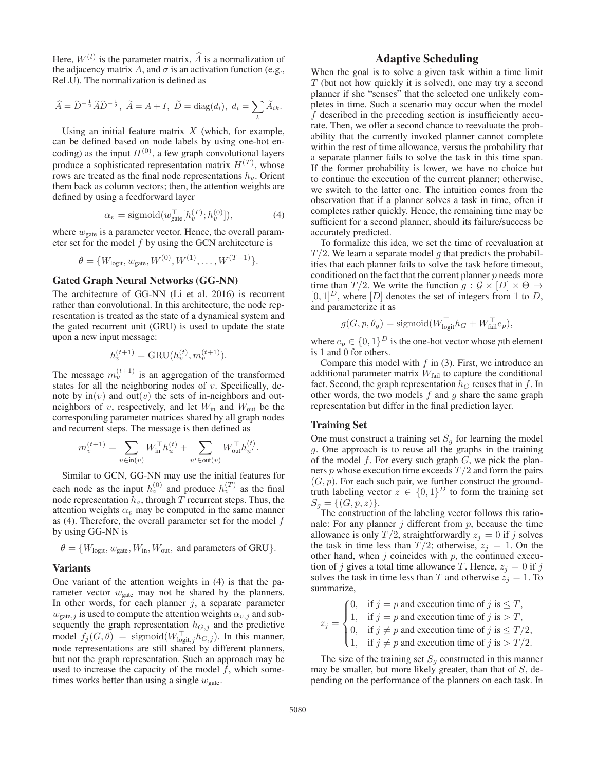Here, $W^{(t)}$ is the parameter matrix, $\widehat{A}$ is a normalization of the adjacency matrix $A$, and $\sigma$ is an activation function (e.g., ReLU). The normalization is defined as

$$\widehat{A} = \widetilde{D}^{-\frac{1}{2}} \widetilde{A} \widetilde{D}^{-\frac{1}{2}}, \ \widetilde{A} = A + I, \ \widetilde{D} = \operatorname{diag}(d_i), \ d_i = \sum_k \widetilde{A}_{ik}.$$

Using an initial feature matrix $X$ (which, for example, can be defined based on node labels by using one-hot encoding) as the input $H^{(0)}$, a few graph convolutional layers produce a sophisticated representation matrix $H^{(T)}$, whose rows are treated as the final node representations $h_v$. Orient them back as column vectors; then, the attention weights are defined by using a feedforward layer

$$\alpha_v = \operatorname{sigmoid}(w_{\text{gate}}^\top [h_v^{(T)}; h_v^{(0)}]), \tag{4}$$

where $w_{\text{gate}}$ is a parameter vector. Hence, the overall parameter set for the model $f$ by using the GCN architecture is

$$\theta = \{W_{\text{logit}}, w_{\text{gate}}, W^{(0)}, W^{(1)}, \ldots, W^{(T-1)}\}.$$

### Gated Graph Neural Networks (GG-NN)

The architecture of GG-NN (Li et al. 2016) is recurrent rather than convolutional. In this architecture, the node representation is treated as the state of a dynamical system and the gated recurrent unit (GRU) is used to update the state upon a new input message:

$$h_v^{(t+1)} = \operatorname{GRU}(h_v^{(t)}, m_v^{(t+1)}).$$

The message $m_v^{(t+1)}$ is an aggregation of the transformed states for all the neighboring nodes of $v$. Specifically, denote by $\operatorname{in}(v)$ and $\operatorname{out}(v)$ the sets of in-neighbors and out-neighbors of $v$, respectively, and let $W_{\text{in}}$ and $W_{\text{out}}$ be the corresponding parameter matrices shared by all graph nodes and recurrent steps. The message is then defined as

$$m_v^{(t+1)} = \sum_{u \in \operatorname{in}(v)} W_{\text{in}}^\top h_u^{(t)} + \sum_{u' \in \operatorname{out}(v)} W_{\text{out}}^\top h_{u'}^{(t)}.$$

Similar to GCN, GG-NN may use the initial features for each node as the input $h_v^{(0)}$ and produce $h_v^{(T)}$ as the final node representation $h_v$, through $T$ recurrent steps. Thus, the attention weights $\alpha_v$ may be computed in the same manner as (4). Therefore, the overall parameter set for the model $f$ by using GG-NN is

$$\theta = \{W_{\text{logit}}, w_{\text{gate}}, W_{\text{in}}, W_{\text{out}}, \text{ and parameters of GRU}\}.$$

### Variants

One variant of the attention weights in (4) is that the parameter vector $w_{\text{gate}}$ may not be shared by the planners. In other words, for each planner $j$, a separate parameter $w_{\text{gate},j}$ is used to compute the attention weights $\alpha_{v,j}$ and subsequently the graph representation $h_{G,j}$ and the predictive model $f_j(G, \theta) = \operatorname{sigmoid}(W_{\text{logit},j}^\top h_{G,j})$. In this manner, node representations are still shared by different planners, but not the graph representation. Such an approach may be used to increase the capacity of the model $f$, which sometimes works better than using a single $w_{\text{gate}}$.

## Adaptive Scheduling

When the goal is to solve a given task within a time limit $T$ (but not how quickly it is solved), one may try a second planner if she "senses" that the selected one unlikely completes in time. Such a scenario may occur when the model $f$ described in the preceding section is insufficiently accurate. Then, we offer a second chance to reevaluate the probability that the currently invoked planner cannot complete within the rest of time allowance, versus the probability that a separate planner fails to solve the task in this time span. If the former probability is lower, we have no choice but to continue the execution of the current planner; otherwise, we switch to the latter one. The intuition comes from the observation that if a planner solves a task in time, often it completes rather quickly. Hence, the remaining time may be sufficient for a second planner, should its failure/success be accurately predicted.

To formalize this idea, we set the time of reevaluation at $T/2$. We learn a separate model $g$ that predicts the probabilities that each planner fails to solve the task before timeout, conditioned on the fact that the current planner $p$ needs more time than $T/2$. We write the function $g : \mathcal{G} \times [D] \times \Theta \to [0, 1]^D$, where $[D]$ denotes the set of integers from 1 to $D$, and parameterize it as

$$g(G, p, \theta_g) = \operatorname{sigmoid}(W_{\text{logit}}^\top h_G + W_{\text{fail}}^\top e_p),$$

where $e_p \in \{0, 1\}^D$ is the one-hot vector whose $p$th element is 1 and 0 for others.

Compare this model with $f$ in (3). First, we introduce an additional parameter matrix $W_{\text{fail}}$ to capture the conditional fact. Second, the graph representation $h_G$ reuses that in $f$. In other words, the two models $f$ and $g$ share the same graph representation but differ in the final prediction layer.

### Training Set

One must construct a training set $S_g$ for learning the model $g$. One approach is to reuse all the graphs in the training of the model $f$. For every such graph $G$, we pick the planners $p$ whose execution time exceeds $T/2$ and form the pairs $(G, p)$. For each such pair, we further construct the ground-truth labeling vector $z \in \{0, 1\}^D$ to form the training set $S_g = \{(G, p, z)\}$.

The construction of the labeling vector follows this rationale: For any planner $j$ different from $p$, because the time allowance is only $T/2$, straightforwardly $z_j = 0$ if $j$ solves the task in time less than $T/2$; otherwise, $z_j = 1$. On the other hand, when $j$ coincides with $p$, the continued execution of $j$ gives a total time allowance $T$. Hence, $z_j = 0$ if $j$ solves the task in time less than $T$ and otherwise $z_j = 1$. To summarize,

$$z_j = \begin{cases} 0, & \text{if } j = p \text{ and execution time of } j \text{ is} \le T, \\ 1, & \text{if } j = p \text{ and execution time of } j \text{ is} > T, \\ 0, & \text{if } j \ne p \text{ and execution time of } j \text{ is} \le T/2, \\ 1, & \text{if } j \ne p \text{ and execution time of } j \text{ is} > T/2. \end{cases}$$

The size of the training set $S_g$ constructed in this manner may be smaller, but more likely greater, than that of $S$, depending on the performance of the planners on each task. In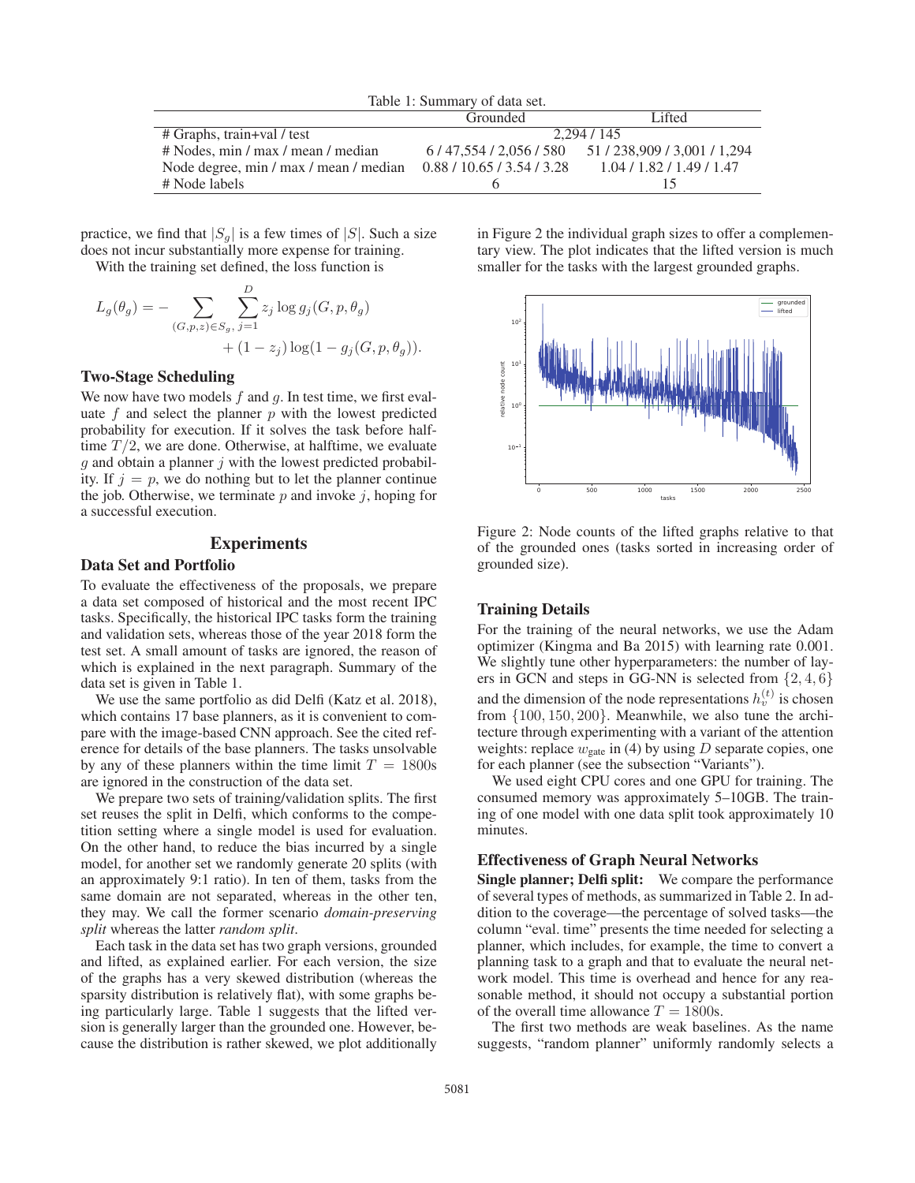Table 1: Summary of data set.

| | Grounded | Lifted |
|---|---|---|
| # Graphs, train+val / test | 2,294 / 145 | |
| # Nodes, min / max / mean / median | 6 / 47,554 / 2,056 / 580 | 51 / 238,909 / 3,001 / 1,294 |
| Node degree, min / max / mean / median | 0.88 / 10.65 / 3.54 / 3.28 | 1.04 / 1.82 / 1.49 / 1.47 |
| # Node labels | 6 | 15 |

practice, we find that $|S_g|$ is a few times of $|S|$. Such a size does not incur substantially more expense for training.

With the training set defined, the loss function is

$$L_g(\theta_g) = -\sum_{(G,p,z)\in S_g}\sum_{j=1}^{D} z_j \log g_j(G,p,\theta_g) + (1-z_j)\log(1-g_j(G,p,\theta_g)).$$

### Two-Stage Scheduling

We now have two models $f$ and $g$. In test time, we first evaluate $f$ and select the planner $p$ with the lowest predicted probability for execution. If it solves the task before halftime $T/2$, we are done. Otherwise, at halftime, we evaluate $g$ and obtain a planner $j$ with the lowest predicted probability. If $j = p$, we do nothing but to let the planner continue the job. Otherwise, we terminate $p$ and invoke $j$, hoping for a successful execution.

## Experiments

### Data Set and Portfolio

To evaluate the effectiveness of the proposals, we prepare a data set composed of historical and the most recent IPC tasks. Specifically, the historical IPC tasks form the training and validation sets, whereas those of the year 2018 form the test set. A small amount of tasks are ignored, the reason of which is explained in the next paragraph. Summary of the data set is given in Table 1.

We use the same portfolio as did Delfi (Katz et al. 2018), which contains 17 base planners, as it is convenient to compare with the image-based CNN approach. See the cited reference for details of the base planners. The tasks unsolvable by any of these planners within the time limit $T = 1800$s are ignored in the construction of the data set.

We prepare two sets of training/validation splits. The first set reuses the split in Delfi, which conforms to the competition setting where a single model is used for evaluation. On the other hand, to reduce the bias incurred by a single model, for another set we randomly generate 20 splits (with an approximately 9:1 ratio). In ten of them, tasks from the same domain are not separated, whereas in the other ten, they may. We call the former scenario *domain-preserving split* whereas the latter *random split*.

Each task in the data set has two graph versions, grounded and lifted, as explained earlier. For each version, the size of the graphs has a very skewed distribution (whereas the sparsity distribution is relatively flat), with some graphs being particularly large. Table 1 suggests that the lifted version is generally larger than the grounded one. However, because the distribution is rather skewed, we plot additionally in Figure 2 the individual graph sizes to offer a complementary view. The plot indicates that the lifted version is much smaller for the tasks with the largest grounded graphs.

Figure 2: Node counts of the lifted graphs relative to that of the grounded ones (tasks sorted in increasing order of grounded size).

### Training Details

For the training of the neural networks, we use the Adam optimizer (Kingma and Ba 2015) with learning rate 0.001. We slightly tune other hyperparameters: the number of layers in GCN and steps in GG-NN is selected from $\{2, 4, 6\}$ and the dimension of the node representations $h_v^{(t)}$ is chosen from $\{100, 150, 200\}$. Meanwhile, we also tune the architecture through experimenting with a variant of the attention weights: replace $w_{\text{gate}}$ in (4) by using $D$ separate copies, one for each planner (see the subsection "Variants").

We used eight CPU cores and one GPU for training. The consumed memory was approximately 5–10GB. The training of one model with one data split took approximately 10 minutes.

### Effectiveness of Graph Neural Networks

**Single planner; Delfi split:** We compare the performance of several types of methods, as summarized in Table 2. In addition to the coverage—the percentage of solved tasks—the column "eval. time" presents the time needed for selecting a planner, which includes, for example, the time to convert a planning task to a graph and that to evaluate the neural network model. This time is overhead and hence for any reasonable method, it should not occupy a substantial portion of the overall time allowance $T = 1800$s.

The first two methods are weak baselines. As the name suggests, "random planner" uniformly randomly selects a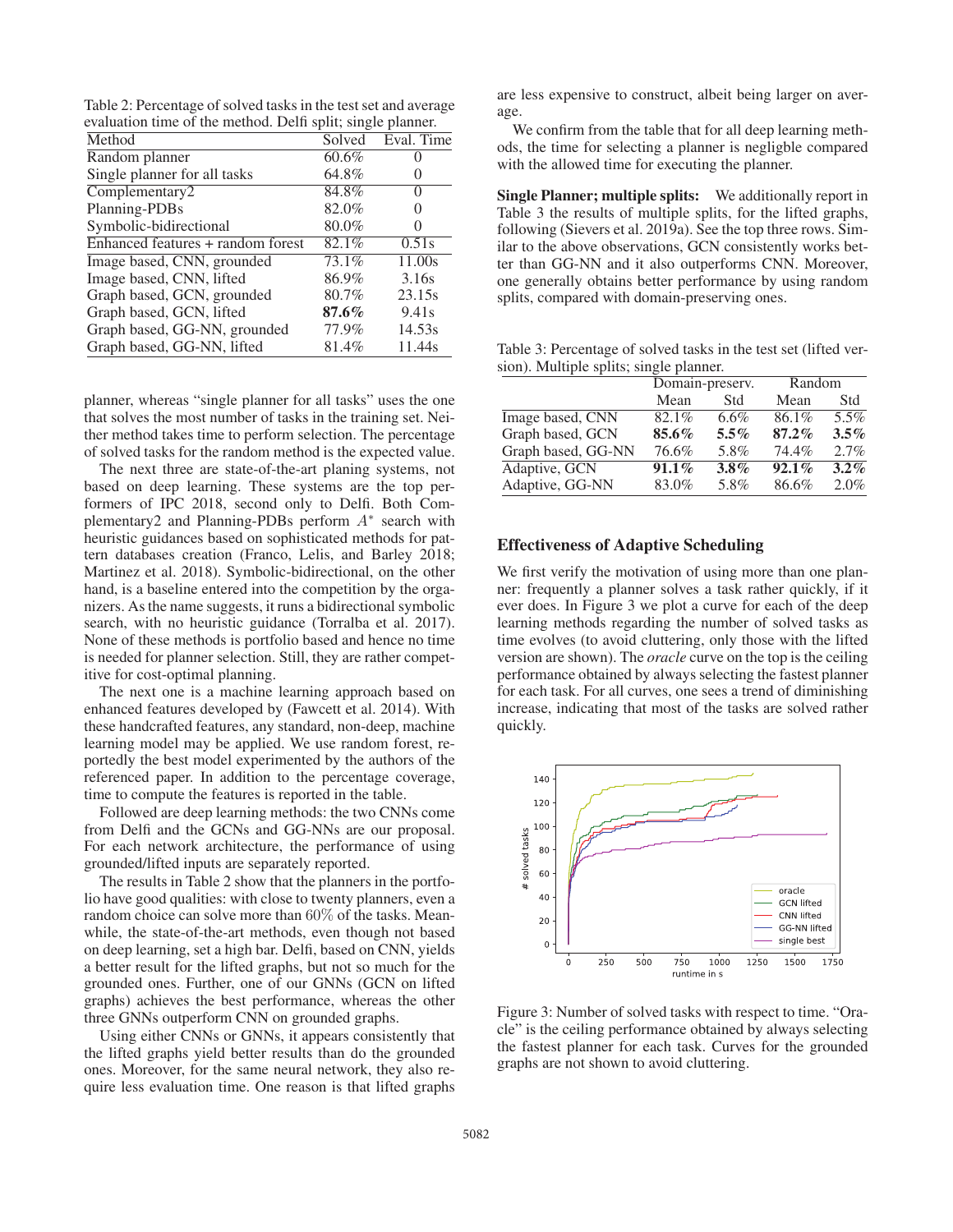Table 2: Percentage of solved tasks in the test set and average evaluation time of the method. Delfi split; single planner.

| Method | Solved | Eval. Time |
|---|---|---|
| Random planner | 60.6% | 0 |
| Single planner for all tasks | 64.8% | 0 |
| Complementary2 | 84.8% | 0 |
| Planning-PDBs | 82.0% | 0 |
| Symbolic-bidirectional | 80.0% | 0 |
| Enhanced features + random forest | 82.1% | 0.51s |
| Image based, CNN, grounded | 73.1% | 11.00s |
| Image based, CNN, lifted | 86.9% | 3.16s |
| Graph based, GCN, grounded | 80.7% | 23.15s |
| Graph based, GCN, lifted | **87.6%** | 9.41s |
| Graph based, GG-NN, grounded | 77.9% | 14.53s |
| Graph based, GG-NN, lifted | 81.4% | 11.44s |

planner, whereas "single planner for all tasks" uses the one that solves the most number of tasks in the training set. Neither method takes time to perform selection. The percentage of solved tasks for the random method is the expected value.

The next three are state-of-the-art planing systems, not based on deep learning. These systems are the top performers of IPC 2018, second only to Delfi. Both Complementary2 and Planning-PDBs perform $A^*$ search with heuristic guidances based on sophisticated methods for pattern databases creation (Franco, Lelis, and Barley 2018; Martinez et al. 2018). Symbolic-bidirectional, on the other hand, is a baseline entered into the competition by the organizers. As the name suggests, it runs a bidirectional symbolic search, with no heuristic guidance (Torralba et al. 2017). None of these methods is portfolio based and hence no time is needed for planner selection. Still, they are rather competitive for cost-optimal planning.

The next one is a machine learning approach based on enhanced features developed by (Fawcett et al. 2014). With these handcrafted features, any standard, non-deep, machine learning model may be applied. We use random forest, reportedly the best model experimented by the authors of the referenced paper. In addition to the percentage coverage, time to compute the features is reported in the table.

Followed are deep learning methods: the two CNNs come from Delfi and the GCNs and GG-NNs are our proposal. For each network architecture, the performance of using grounded/lifted inputs are separately reported.

The results in Table 2 show that the planners in the portfolio have good qualities: with close to twenty planners, even a random choice can solve more than 60% of the tasks. Meanwhile, the state-of-the-art methods, even though not based on deep learning, set a high bar. Delfi, based on CNN, yields a better result for the lifted graphs, but not so much for the grounded ones. Further, one of our GNNs (GCN on lifted graphs) achieves the best performance, whereas the other three GNNs outperform CNN on grounded graphs.

Using either CNNs or GNNs, it appears consistently that the lifted graphs yield better results than do the grounded ones. Moreover, for the same neural network, they also require less evaluation time. One reason is that lifted graphs are less expensive to construct, albeit being larger on average.

We confirm from the table that for all deep learning methods, the time for selecting a planner is negligble compared with the allowed time for executing the planner.

**Single Planner; multiple splits:** We additionally report in Table 3 the results of multiple splits, for the lifted graphs, following (Sievers et al. 2019a). See the top three rows. Similar to the above observations, GCN consistently works better than GG-NN and it also outperforms CNN. Moreover, one generally obtains better performance by using random splits, compared with domain-preserving ones.

Table 3: Percentage of solved tasks in the test set (lifted version). Multiple splits; single planner.

| | Domain-preserv. | | Random | |
|---|---|---|---|---|
| | Mean | Std | Mean | Std |
| Image based, CNN | 82.1% | 6.6% | 86.1% | 5.5% |
| Graph based, GCN | **85.6%** | **5.5%** | **87.2%** | **3.5%** |
| Graph based, GG-NN | 76.6% | 5.8% | 74.4% | 2.7% |
| Adaptive, GCN | **91.1%** | **3.8%** | **92.1%** | **3.2%** |
| Adaptive, GG-NN | 83.0% | 5.8% | 86.6% | 2.0% |

## Effectiveness of Adaptive Scheduling

We first verify the motivation of using more than one planner: frequently a planner solves a task rather quickly, if it ever does. In Figure 3 we plot a curve for each of the deep learning methods regarding the number of solved tasks as time evolves (to avoid cluttering, only those with the lifted version are shown). The *oracle* curve on the top is the ceiling performance obtained by always selecting the fastest planner for each task. For all curves, one sees a trend of diminishing increase, indicating that most of the tasks are solved rather quickly.

Figure 3: Number of solved tasks with respect to time. "Oracle" is the ceiling performance obtained by always selecting the fastest planner for each task. Curves for the grounded graphs are not shown to avoid cluttering.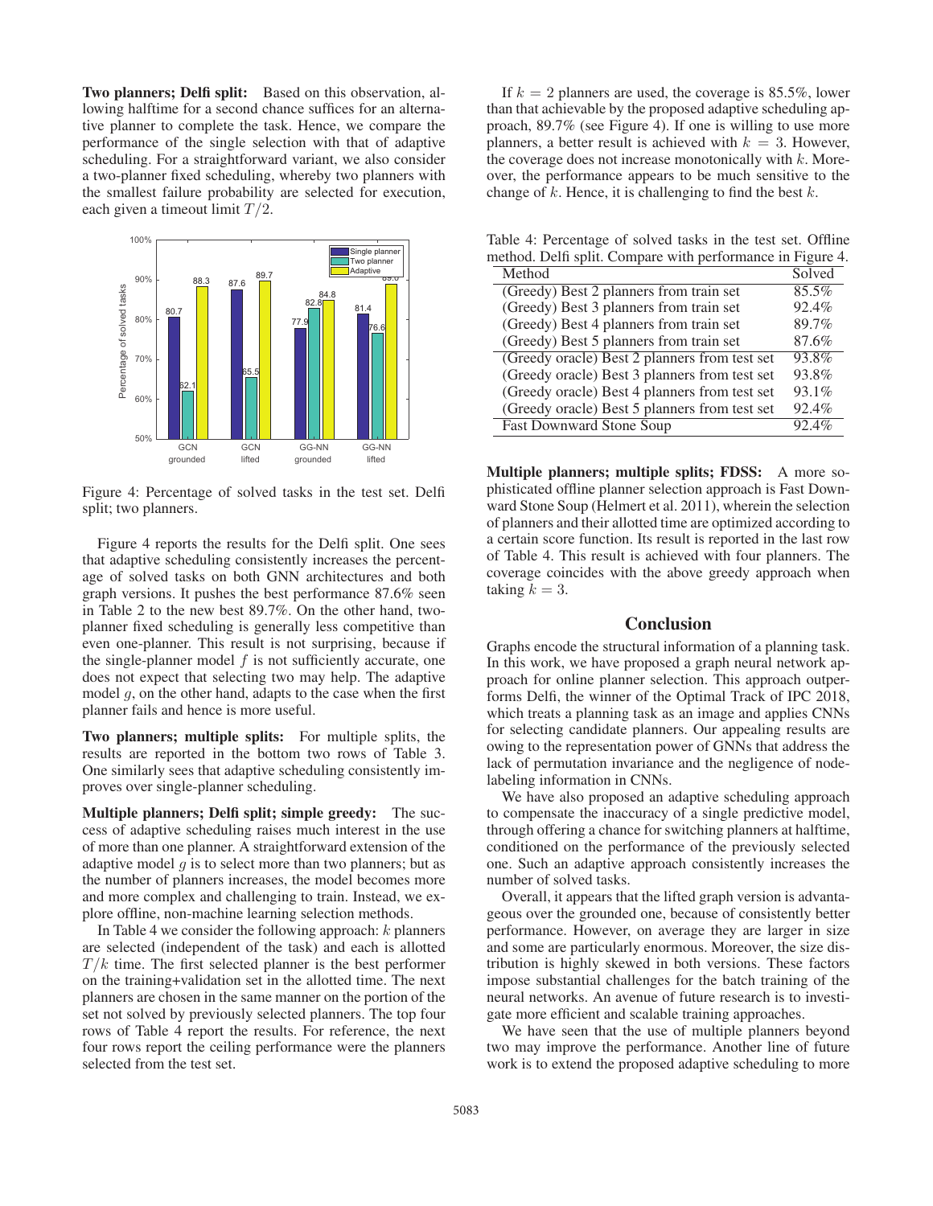**Two planners; Delfi split:** Based on this observation, allowing halftime for a second chance suffices for an alternative planner to complete the task. Hence, we compare the performance of the single selection with that of adaptive scheduling. For a straightforward variant, we also consider a two-planner fixed scheduling, whereby two planners with the smallest failure probability are selected for execution, each given a timeout limit $T/2$.

Figure 4: Percentage of solved tasks in the test set. Delfi split; two planners.

Figure 4 reports the results for the Delfi split. One sees that adaptive scheduling consistently increases the percentage of solved tasks on both GNN architectures and both graph versions. It pushes the best performance 87.6% seen in Table 2 to the new best 89.7%. On the other hand, two-planner fixed scheduling is generally less competitive than even one-planner. This result is not surprising, because if the single-planner model $f$ is not sufficiently accurate, one does not expect that selecting two may help. The adaptive model $g$, on the other hand, adapts to the case when the first planner fails and hence is more useful.

**Two planners; multiple splits:** For multiple splits, the results are reported in the bottom two rows of Table 3. One similarly sees that adaptive scheduling consistently improves over single-planner scheduling.

**Multiple planners; Delfi split; simple greedy:** The success of adaptive scheduling raises much interest in the use of more than one planner. A straightforward extension of the adaptive model $g$ is to select more than two planners; but as the number of planners increases, the model becomes more and more complex and challenging to train. Instead, we explore offline, non-machine learning selection methods.

In Table 4 we consider the following approach: $k$ planners are selected (independent of the task) and each is allotted $T/k$ time. The first selected planner is the best performer on the training+validation set in the allotted time. The next planners are chosen in the same manner on the portion of the set not solved by previously selected planners. The top four rows of Table 4 report the results. For reference, the next four rows report the ceiling performance were the planners selected from the test set.

If $k = 2$ planners are used, the coverage is 85.5%, lower than that achievable by the proposed adaptive scheduling approach, 89.7% (see Figure 4). If one is willing to use more planners, a better result is achieved with $k = 3$. However, the coverage does not increase monotonically with $k$. Moreover, the performance appears to be much sensitive to the change of $k$. Hence, it is challenging to find the best $k$.

Table 4: Percentage of solved tasks in the test set. Offline method. Delfi split. Compare with performance in Figure 4.

| Method | Solved |
|---|---|
| (Greedy) Best 2 planners from train set | 85.5% |
| (Greedy) Best 3 planners from train set | 92.4% |
| (Greedy) Best 4 planners from train set | 89.7% |
| (Greedy) Best 5 planners from train set | 87.6% |
| (Greedy oracle) Best 2 planners from test set | 93.8% |
| (Greedy oracle) Best 3 planners from test set | 93.8% |
| (Greedy oracle) Best 4 planners from test set | 93.1% |
| (Greedy oracle) Best 5 planners from test set | 92.4% |
| Fast Downward Stone Soup | 92.4% |

**Multiple planners; multiple splits; FDSS:** A more sophisticated offline planner selection approach is Fast Downward Stone Soup (Helmert et al. 2011), wherein the selection of planners and their allotted time are optimized according to a certain score function. Its result is reported in the last row of Table 4. This result is achieved with four planners. The coverage coincides with the above greedy approach when taking $k = 3$.

## Conclusion

Graphs encode the structural information of a planning task. In this work, we have proposed a graph neural network approach for online planner selection. This approach outperforms Delfi, the winner of the Optimal Track of IPC 2018, which treats a planning task as an image and applies CNNs for selecting candidate planners. Our appealing results are owing to the representation power of GNNs that address the lack of permutation invariance and the negligence of node-labeling information in CNNs.

We have also proposed an adaptive scheduling approach to compensate the inaccuracy of a single predictive model, through offering a chance for switching planners at halftime, conditioned on the performance of the previously selected one. Such an adaptive approach consistently increases the number of solved tasks.

Overall, it appears that the lifted graph version is advantageous over the grounded one, because of consistently better performance. However, on average they are larger in size and some are particularly enormous. Moreover, the size distribution is highly skewed in both versions. These factors impose substantial challenges for the batch training of the neural networks. An avenue of future research is to investigate more efficient and scalable training approaches.

We have seen that the use of multiple planners beyond two may improve the performance. Another line of future work is to extend the proposed adaptive scheduling to more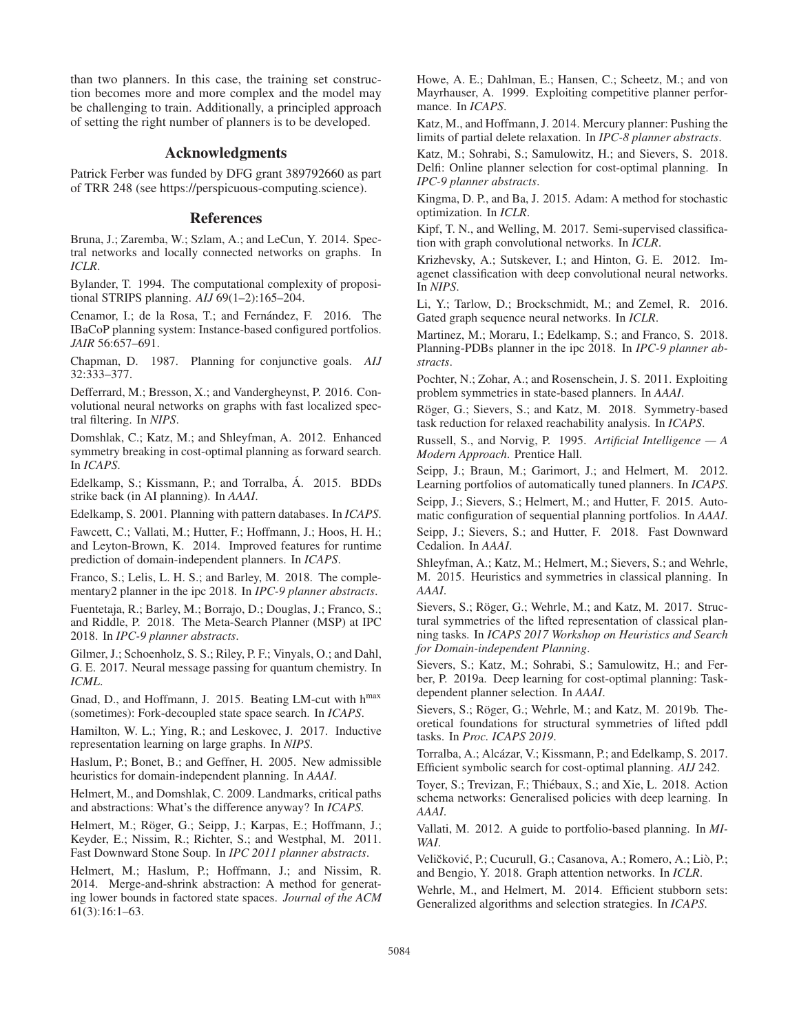than two planners. In this case, the training set construction becomes more and more complex and the model may be challenging to train. Additionally, a principled approach of setting the right number of planners is to be developed.

## Acknowledgments

Patrick Ferber was funded by DFG grant 389792660 as part of TRR 248 (see https://perspicuous-computing.science).

## References

Bruna, J.; Zaremba, W.; Szlam, A.; and LeCun, Y. 2014. Spectral networks and locally connected networks on graphs. In *ICLR*.

Bylander, T. 1994. The computational complexity of propositional STRIPS planning. *AIJ* 69(1–2):165–204.

Cenamor, I.; de la Rosa, T.; and Fernández, F. 2016. The IBaCoP planning system: Instance-based configured portfolios. *JAIR* 56:657–691.

Chapman, D. 1987. Planning for conjunctive goals. *AIJ* 32:333–377.

Defferrard, M.; Bresson, X.; and Vandergheynst, P. 2016. Convolutional neural networks on graphs with fast localized spectral filtering. In *NIPS*.

Domshlak, C.; Katz, M.; and Shleyfman, A. 2012. Enhanced symmetry breaking in cost-optimal planning as forward search. In *ICAPS*.

Edelkamp, S.; Kissmann, P.; and Torralba, Á. 2015. BDDs strike back (in AI planning). In *AAAI*.

Edelkamp, S. 2001. Planning with pattern databases. In *ICAPS*.

Fawcett, C.; Vallati, M.; Hutter, F.; Hoffmann, J.; Hoos, H. H.; and Leyton-Brown, K. 2014. Improved features for runtime prediction of domain-independent planners. In *ICAPS*.

Franco, S.; Lelis, L. H. S.; and Barley, M. 2018. The complementary2 planner in the ipc 2018. In *IPC-9 planner abstracts*.

Fuentetaja, R.; Barley, M.; Borrajo, D.; Douglas, J.; Franco, S.; and Riddle, P. 2018. The Meta-Search Planner (MSP) at IPC 2018. In *IPC-9 planner abstracts*.

Gilmer, J.; Schoenholz, S. S.; Riley, P. F.; Vinyals, O.; and Dahl, G. E. 2017. Neural message passing for quantum chemistry. In *ICML*.

Gnad, D., and Hoffmann, J. 2015. Beating LM-cut with $h^{max}$ (sometimes): Fork-decoupled state space search. In *ICAPS*.

Hamilton, W. L.; Ying, R.; and Leskovec, J. 2017. Inductive representation learning on large graphs. In *NIPS*.

Haslum, P.; Bonet, B.; and Geffner, H. 2005. New admissible heuristics for domain-independent planning. In *AAAI*.

Helmert, M., and Domshlak, C. 2009. Landmarks, critical paths and abstractions: What's the difference anyway? In *ICAPS*.

Helmert, M.; Röger, G.; Seipp, J.; Karpas, E.; Hoffmann, J.; Keyder, E.; Nissim, R.; Richter, S.; and Westphal, M. 2011. Fast Downward Stone Soup. In *IPC 2011 planner abstracts*.

Helmert, M.; Haslum, P.; Hoffmann, J.; and Nissim, R. 2014. Merge-and-shrink abstraction: A method for generating lower bounds in factored state spaces. *Journal of the ACM* 61(3):16:1–63.

Howe, A. E.; Dahlman, E.; Hansen, C.; Scheetz, M.; and von Mayrhauser, A. 1999. Exploiting competitive planner performance. In *ICAPS*.

Katz, M., and Hoffmann, J. 2014. Mercury planner: Pushing the limits of partial delete relaxation. In *IPC-8 planner abstracts*.

Katz, M.; Sohrabi, S.; Samulowitz, H.; and Sievers, S. 2018. Delfi: Online planner selection for cost-optimal planning. In *IPC-9 planner abstracts*.

Kingma, D. P., and Ba, J. 2015. Adam: A method for stochastic optimization. In *ICLR*.

Kipf, T. N., and Welling, M. 2017. Semi-supervised classification with graph convolutional networks. In *ICLR*.

Krizhevsky, A.; Sutskever, I.; and Hinton, G. E. 2012. Imagenet classification with deep convolutional neural networks. In *NIPS*.

Li, Y.; Tarlow, D.; Brockschmidt, M.; and Zemel, R. 2016. Gated graph sequence neural networks. In *ICLR*.

Martinez, M.; Moraru, I.; Edelkamp, S.; and Franco, S. 2018. Planning-PDBs planner in the ipc 2018. In *IPC-9 planner abstracts*.

Pochter, N.; Zohar, A.; and Rosenschein, J. S. 2011. Exploiting problem symmetries in state-based planners. In *AAAI*.

Röger, G.; Sievers, S.; and Katz, M. 2018. Symmetry-based task reduction for relaxed reachability analysis. In *ICAPS*.

Russell, S., and Norvig, P. 1995. *Artificial Intelligence — A Modern Approach*. Prentice Hall.

Seipp, J.; Braun, M.; Garimort, J.; and Helmert, M. 2012. Learning portfolios of automatically tuned planners. In *ICAPS*.

Seipp, J.; Sievers, S.; Helmert, M.; and Hutter, F. 2015. Automatic configuration of sequential planning portfolios. In *AAAI*.

Seipp, J.; Sievers, S.; and Hutter, F. 2018. Fast Downward Cedalion. In *AAAI*.

Shleyfman, A.; Katz, M.; Helmert, M.; Sievers, S.; and Wehrle, M. 2015. Heuristics and symmetries in classical planning. In *AAAI*.

Sievers, S.; Röger, G.; Wehrle, M.; and Katz, M. 2017. Structural symmetries of the lifted representation of classical planning tasks. In *ICAPS 2017 Workshop on Heuristics and Search for Domain-independent Planning*.

Sievers, S.; Katz, M.; Sohrabi, S.; Samulowitz, H.; and Ferber, P. 2019a. Deep learning for cost-optimal planning: Task-dependent planner selection. In *AAAI*.

Sievers, S.; Röger, G.; Wehrle, M.; and Katz, M. 2019b. Theoretical foundations for structural symmetries of lifted pddl tasks. In *Proc. ICAPS 2019*.

Torralba, A.; Alcázar, V.; Kissmann, P.; and Edelkamp, S. 2017. Efficient symbolic search for cost-optimal planning. *AIJ* 242.

Toyer, S.; Trevizan, F.; Thiébaux, S.; and Xie, L. 2018. Action schema networks: Generalised policies with deep learning. In *AAAI*.

Vallati, M. 2012. A guide to portfolio-based planning. In *MIWAI*.

Veličković, P.; Cucurull, G.; Casanova, A.; Romero, A.; Liò, P.; and Bengio, Y. 2018. Graph attention networks. In *ICLR*.

Wehrle, M., and Helmert, M. 2014. Efficient stubborn sets: Generalized algorithms and selection strategies. In *ICAPS*.